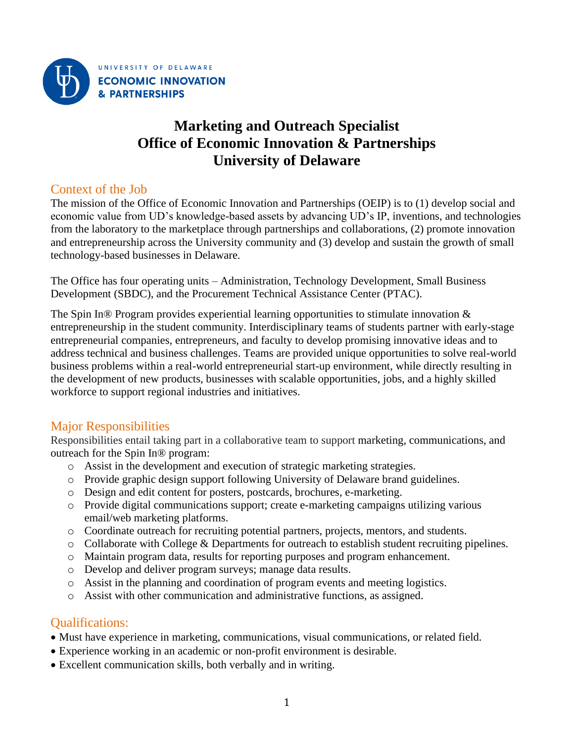UNIVERSITY OF DELAWARE
ECONOMIC INNOVATION & PARTNERSHIPS

# Marketing and Outreach Specialist
# Office of Economic Innovation & Partnerships
# University of Delaware

## Context of the Job

The mission of the Office of Economic Innovation and Partnerships (OEIP) is to (1) develop social and economic value from UD's knowledge-based assets by advancing UD's IP, inventions, and technologies from the laboratory to the marketplace through partnerships and collaborations, (2) promote innovation and entrepreneurship across the University community and (3) develop and sustain the growth of small technology-based businesses in Delaware.

The Office has four operating units – Administration, Technology Development, Small Business Development (SBDC), and the Procurement Technical Assistance Center (PTAC).

The Spin In® Program provides experiential learning opportunities to stimulate innovation & entrepreneurship in the student community. Interdisciplinary teams of students partner with early-stage entrepreneurial companies, entrepreneurs, and faculty to develop promising innovative ideas and to address technical and business challenges. Teams are provided unique opportunities to solve real-world business problems within a real-world entrepreneurial start-up environment, while directly resulting in the development of new products, businesses with scalable opportunities, jobs, and a highly skilled workforce to support regional industries and initiatives.

## Major Responsibilities

Responsibilities entail taking part in a collaborative team to support marketing, communications, and outreach for the Spin In® program:

- Assist in the development and execution of strategic marketing strategies.
- Provide graphic design support following University of Delaware brand guidelines.
- Design and edit content for posters, postcards, brochures, e-marketing.
- Provide digital communications support; create e-marketing campaigns utilizing various email/web marketing platforms.
- Coordinate outreach for recruiting potential partners, projects, mentors, and students.
- Collaborate with College & Departments for outreach to establish student recruiting pipelines.
- Maintain program data, results for reporting purposes and program enhancement.
- Develop and deliver program surveys; manage data results.
- Assist in the planning and coordination of program events and meeting logistics.
- Assist with other communication and administrative functions, as assigned.

## Qualifications:

- Must have experience in marketing, communications, visual communications, or related field.
- Experience working in an academic or non-profit environment is desirable.
- Excellent communication skills, both verbally and in writing.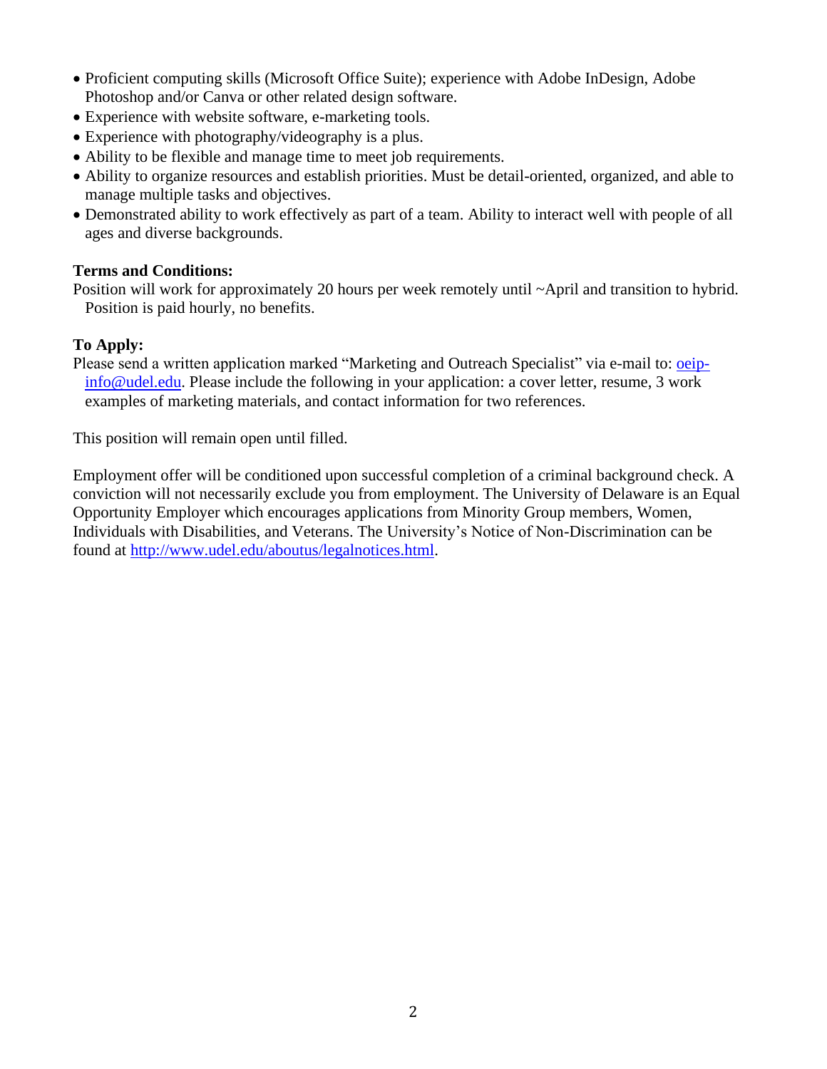- Proficient computing skills (Microsoft Office Suite); experience with Adobe InDesign, Adobe Photoshop and/or Canva or other related design software.
- Experience with website software, e-marketing tools.
- Experience with photography/videography is a plus.
- Ability to be flexible and manage time to meet job requirements.
- Ability to organize resources and establish priorities. Must be detail-oriented, organized, and able to manage multiple tasks and objectives.
- Demonstrated ability to work effectively as part of a team. Ability to interact well with people of all ages and diverse backgrounds.

**Terms and Conditions:**

Position will work for approximately 20 hours per week remotely until ~April and transition to hybrid. Position is paid hourly, no benefits.

**To Apply:**

Please send a written application marked "Marketing and Outreach Specialist" via e-mail to: oeip-info@udel.edu. Please include the following in your application: a cover letter, resume, 3 work examples of marketing materials, and contact information for two references.

This position will remain open until filled.

Employment offer will be conditioned upon successful completion of a criminal background check. A conviction will not necessarily exclude you from employment. The University of Delaware is an Equal Opportunity Employer which encourages applications from Minority Group members, Women, Individuals with Disabilities, and Veterans. The University's Notice of Non-Discrimination can be found at http://www.udel.edu/aboutus/legalnotices.html.